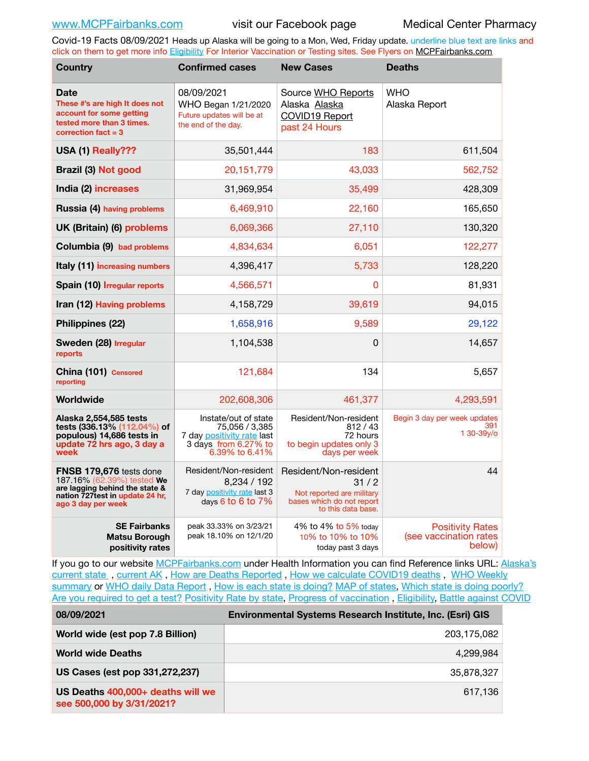www.MCPFairbanks.com visit our Facebook page Medical Center Pharmacy

Covid-19 Facts 08/09/2021 Heads up Alaska will be going to a Mon, Wed, Friday update. underline blue text are links and click on them to get more info Eligibility For Interior Vaccination or Testing sites. See Flyers on MCPFairbanks.com

| Country | Confirmed cases | New Cases | Deaths |
|---|---|---|---|
| **Date** These #'s are high It does not account for some getting tested more than 3 times. correction fact = 3 | 08/09/2021 WHO Began 1/21/2020 Future updates will be at the end of the day. | Source WHO Reports Alaska Alaska COVID19 Report past 24 Hours | WHO Alaska Report |
| **USA (1) Really???** | 35,501,444 | 183 | 611,504 |
| **Brazil (3) Not good** | 20,151,779 | 43,033 | 562,752 |
| **India (2) increases** | 31,969,954 | 35,499 | 428,309 |
| **Russia (4) having problems** | 6,469,910 | 22,160 | 165,650 |
| **UK (Britain) (6) problems** | 6,069,366 | 27,110 | 130,320 |
| **Columbia (9) bad problems** | 4,834,634 | 6,051 | 122,277 |
| **Italy (11) increasing numbers** | 4,396,417 | 5,733 | 128,220 |
| **Spain (10) Irregular reports** | 4,566,571 | 0 | 81,931 |
| **Iran (12) Having problems** | 4,158,729 | 39,619 | 94,015 |
| **Philippines (22)** | 1,658,916 | 9,589 | 29,122 |
| **Sweden (28) Irregular reports** | 1,104,538 | 0 | 14,657 |
| **China (101) Censored reporting** | 121,684 | 134 | 5,657 |
| **Worldwide** | 202,608,306 | 461,377 | 4,293,591 |
| **Alaska 2,554,585 tests tests (336.13% (112.04%) of populous) 14,686 tests in update 72 hrs ago, 3 day a week** | Instate/out of state 75,056 / 3,385 7 day positivity rate last 3 days from 6.27% to 6.39% to 6.41% | Resident/Non-resident 812 / 43 72 hours to begin updates only 3 days per week | Begin 3 day per week updates 391 1 30-39y/o |
| **FNSB 179,676** tests done 187.16% (62.39%) tested **We are lagging behind the state & nation 727test in update 24 hr, ago 3 day per week** | Resident/Non-resident 8,234 / 192 7 day positivity rate last 3 days 6 to 6 to 7% | Resident/Non-resident 31 / 2 Not reported are military bases which do not report to this data base. | 44 |
| **SE Fairbanks Matsu Borough positivity rates** | peak 33.33% on 3/23/21 peak 18.10% on 12/1/20 | 4% to 4% to 5% today 10% to 10% to 10% today past 3 days | Positivity Rates (see vaccination rates below) |

If you go to our website MCPFairbanks.com under Health Information you can find Reference links URL: Alaska's current state , current AK , How are Deaths Reported , How we calculate COVID19 deaths , WHO Weekly summary or WHO daily Data Report , How is each state is doing? MAP of states, Which state is doing poorly? Are you required to get a test? Positivity Rate by state, Progress of vaccination , Eligibility, Battle against COVID

| 08/09/2021 | Environmental Systems Research Institute, Inc. (Esri) GIS |
|---|---|
| **World wide (est pop 7.8 Billion)** | 203,175,082 |
| **World wide Deaths** | 4,299,984 |
| **US Cases (est pop 331,272,237)** | 35,878,327 |
| **US Deaths 400,000+ deaths will we see 500,000 by 3/31/2021?** | 617,136 |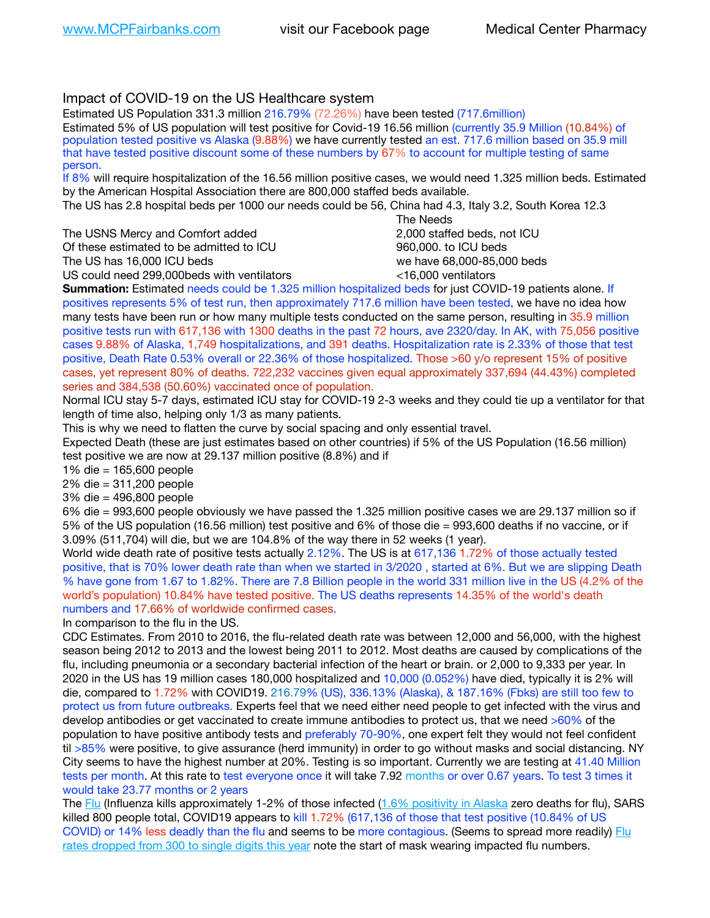Impact of COVID-19 on the US Healthcare system

Estimated US Population 331.3 million 216.79% (72.26%) have been tested (717.6million)

Estimated 5% of US population will test positive for Covid-19 16.56 million (currently 35.9 Million (10.84%) of population tested positive vs Alaska (9.88%) we have currently tested an est. 717.6 million based on 35.9 mill that have tested positive discount some of these numbers by 67% to account for multiple testing of same person.

If 8% will require hospitalization of the 16.56 million positive cases, we would need 1.325 million beds. Estimated by the American Hospital Association there are 800,000 staffed beds available.

The US has 2.8 hospital beds per 1000 our needs could be 56, China had 4.3, Italy 3.2, South Korea 12.3

| | The Needs |
|---|---|
| The USNS Mercy and Comfort added | 2,000 staffed beds, not ICU |
| Of these estimated to be admitted to ICU | 960,000. to ICU beds |
| The US has 16,000 ICU beds | we have 68,000-85,000 beds |
| US could need 299,000beds with ventilators | <16,000 ventilators |

**Summation:** Estimated needs could be 1.325 million hospitalized beds for just COVID-19 patients alone. If positives represents 5% of test run, then approximately 717.6 million have been tested, we have no idea how many tests have been run or how many multiple tests conducted on the same person, resulting in 35.9 million positive tests run with 617,136 with 1300 deaths in the past 72 hours, ave 2320/day. In AK, with 75,056 positive cases 9.88% of Alaska, 1,749 hospitalizations, and 391 deaths. Hospitalization rate is 2.33% of those that test positive, Death Rate 0.53% overall or 22.36% of those hospitalized. Those >60 y/o represent 15% of positive cases, yet represent 80% of deaths. 722,232 vaccines given equal approximately 337,694 (44.43%) completed series and 384,538 (50.60%) vaccinated once of population.

Normal ICU stay 5-7 days, estimated ICU stay for COVID-19 2-3 weeks and they could tie up a ventilator for that length of time also, helping only 1/3 as many patients.

This is why we need to flatten the curve by social spacing and only essential travel.

Expected Death (these are just estimates based on other countries) if 5% of the US Population (16.56 million) test positive we are now at 29.137 million positive (8.8%) and if

1% die = 165,600 people

2% die = 311,200 people

3% die = 496,800 people

6% die = 993,600 people obviously we have passed the 1.325 million positive cases we are 29.137 million so if 5% of the US population (16.56 million) test positive and 6% of those die = 993,600 deaths if no vaccine, or if 3.09% (511,704) will die, but we are 104.8% of the way there in 52 weeks (1 year).

World wide death rate of positive tests actually 2.12%. The US is at 617,136 1.72% of those actually tested positive, that is 70% lower death rate than when we started in 3/2020 , started at 6%. But we are slipping Death % have gone from 1.67 to 1.82%. There are 7.8 Billion people in the world 331 million live in the US (4.2% of the world's population) 10.84% have tested positive. The US deaths represents 14.35% of the world's death numbers and 17.66% of worldwide confirmed cases.

In comparison to the flu in the US.

CDC Estimates. From 2010 to 2016, the flu-related death rate was between 12,000 and 56,000, with the highest season being 2012 to 2013 and the lowest being 2011 to 2012. Most deaths are caused by complications of the flu, including pneumonia or a secondary bacterial infection of the heart or brain. or 2,000 to 9,333 per year. In 2020 in the US has 19 million cases 180,000 hospitalized and 10,000 (0.052%) have died, typically it is 2% will die, compared to 1.72% with COVID19. 216.79% (US), 336.13% (Alaska), & 187.16% (Fbks) are still too few to protect us from future outbreaks. Experts feel that we need either need people to get infected with the virus and develop antibodies or get vaccinated to create immune antibodies to protect us, that we need >60% of the population to have positive antibody tests and preferably 70-90%, one expert felt they would not feel confident til >85% were positive, to give assurance (herd immunity) in order to go without masks and social distancing. NY City seems to have the highest number at 20%. Testing is so important. Currently we are testing at 41.40 Million tests per month. At this rate to test everyone once it will take 7.92 months or over 0.67 years. To test 3 times it would take 23.77 months or 2 years

The Flu (Influenza kills approximately 1-2% of those infected (1.6% positivity in Alaska zero deaths for flu), SARS killed 800 people total, COVID19 appears to kill 1.72% (617,136 of those that test positive (10.84% of US COVID) or 14% less deadly than the flu and seems to be more contagious. (Seems to spread more readily) Flu rates dropped from 300 to single digits this year note the start of mask wearing impacted flu numbers.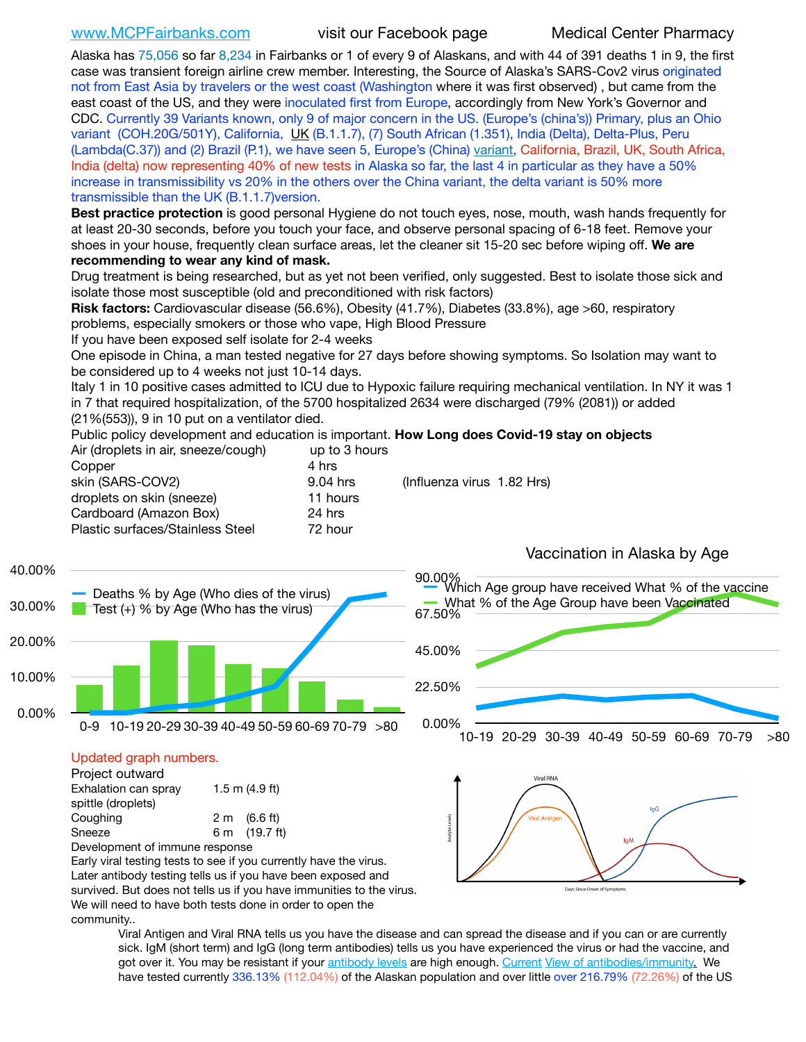www.MCPFairbanks.com visit our Facebook page Medical Center Pharmacy

Alaska has 75,056 so far 8,234 in Fairbanks or 1 of every 9 of Alaskans, and with 44 of 391 deaths 1 in 9, the first case was transient foreign airline crew member. Interesting, the Source of Alaska's SARS-Cov2 virus originated not from East Asia by travelers or the west coast (Washington where it was first observed) , but came from the east coast of the US, and they were inoculated first from Europe, accordingly from New York's Governor and CDC. Currently 39 Variants known, only 9 of major concern in the US. (Europe's (china's)) Primary, plus an Ohio variant (COH.20G/501Y), California, UK (B.1.1.7), (7) South African (1.351), India (Delta), Delta-Plus, Peru (Lambda(C.37)) and (2) Brazil (P.1), we have seen 5, Europe's (China) variant, California, Brazil, UK, South Africa, India (delta) now representing 40% of new tests in Alaska so far, the last 4 in particular as they have a 50% increase in transmissibility vs 20% in the others over the China variant, the delta variant is 50% more transmissible than the UK (B.1.1.7)version.

**Best practice protection** is good personal Hygiene do not touch eyes, nose, mouth, wash hands frequently for at least 20-30 seconds, before you touch your face, and observe personal spacing of 6-18 feet. Remove your shoes in your house, frequently clean surface areas, let the cleaner sit 15-20 sec before wiping off. **We are recommending to wear any kind of mask.**

Drug treatment is being researched, but as yet not been verified, only suggested. Best to isolate those sick and isolate those most susceptible (old and preconditioned with risk factors)

**Risk factors:** Cardiovascular disease (56.6%), Obesity (41.7%), Diabetes (33.8%), age >60, respiratory problems, especially smokers or those who vape, High Blood Pressure

If you have been exposed self isolate for 2-4 weeks

One episode in China, a man tested negative for 27 days before showing symptoms. So Isolation may want to be considered up to 4 weeks not just 10-14 days.

Italy 1 in 10 positive cases admitted to ICU due to Hypoxic failure requiring mechanical ventilation. In NY it was 1 in 7 that required hospitalization, of the 5700 hospitalized 2634 were discharged (79% (2081)) or added (21%(553)), 9 in 10 put on a ventilator died.

Public policy development and education is important. **How Long does Covid-19 stay on objects**

| | | |
|---|---|---|
| Air (droplets in air, sneeze/cough) | up to 3 hours | |
| Copper | 4 hrs | |
| skin (SARS-COV2) | 9.04 hrs | (Influenza virus 1.82 Hrs) |
| droplets on skin (sneeze) | 11 hours | |
| Cardboard (Amazon Box) | 24 hrs | |
| Plastic surfaces/Stainless Steel | 72 hour | |

Vaccination in Alaska by Age

Updated graph numbers.

Project outward

| | |
|---|---|
| Exhalation can spray spittle (droplets) | 1.5 m (4.9 ft) |
| Coughing | 2 m (6.6 ft) |
| Sneeze | 6 m (19.7 ft) |

Development of immune response

Early viral testing tests to see if you currently have the virus. Later antibody testing tells us if you have been exposed and survived. But does not tells us if you have immunities to the virus. We will need to have both tests done in order to open the community..

Viral Antigen and Viral RNA tells us you have the disease and can spread the disease and if you can or are currently sick. IgM (short term) and IgG (long term antibodies) tells us you have experienced the virus or had the vaccine, and got over it. You may be resistant if your antibody levels are high enough. Current View of antibodies/immunity. We have tested currently 336.13% (112.04%) of the Alaskan population and over little over 216.79% (72.26%) of the US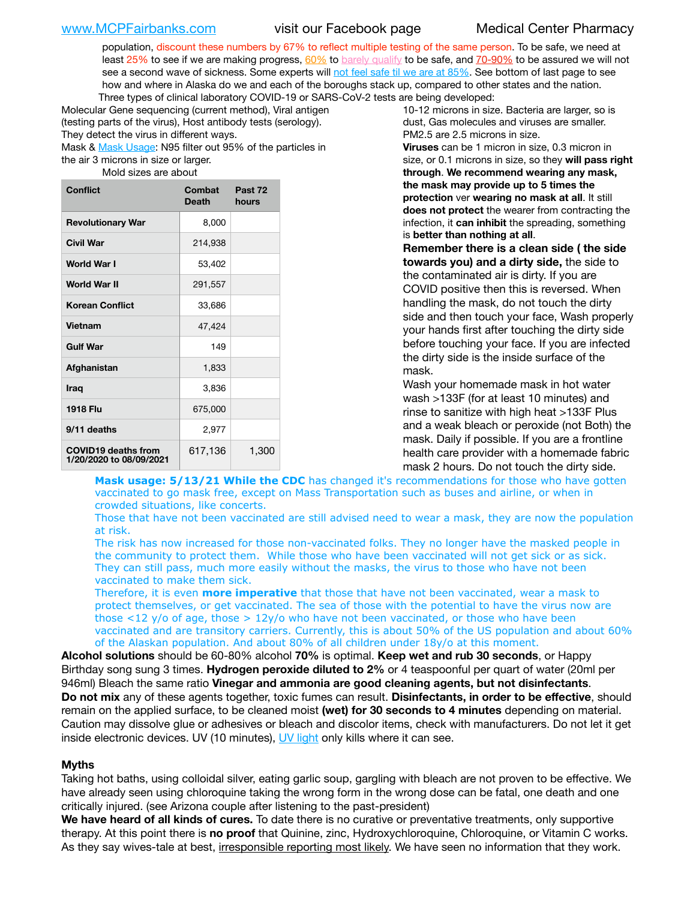population, discount these numbers by 67% to reflect multiple testing of the same person. To be safe, we need at least 25% to see if we are making progress, 60% to barely qualify to be safe, and 70-90% to be assured we will not see a second wave of sickness. Some experts will not feel safe til we are at 85%. See bottom of last page to see how and where in Alaska do we and each of the boroughs stack up, compared to other states and the nation.

Three types of clinical laboratory COVID-19 or SARS-CoV-2 tests are being developed:

Molecular Gene sequencing (current method), Viral antigen (testing parts of the virus), Host antibody tests (serology). They detect the virus in different ways.

Mask & Mask Usage: N95 filter out 95% of the particles in the air 3 microns in size or larger.

Mold sizes are about 10-12 microns in size. Bacteria are larger, so is dust, Gas molecules and viruses are smaller. PM2.5 are 2.5 microns in size.

| Conflict | Combat Death | Past 72 hours |
|---|---|---|
| Revolutionary War | 8,000 | |
| Civil War | 214,938 | |
| World War I | 53,402 | |
| World War II | 291,557 | |
| Korean Conflict | 33,686 | |
| Vietnam | 47,424 | |
| Gulf War | 149 | |
| Afghanistan | 1,833 | |
| Iraq | 3,836 | |
| 1918 Flu | 675,000 | |
| 9/11 deaths | 2,977 | |
| COVID19 deaths from 1/20/2020 to 08/09/2021 | 617,136 | 1,300 |

**Viruses** can be 1 micron in size, 0.3 micron in size, or 0.1 microns in size, so they **will pass right through**. **We recommend wearing any mask, the mask may provide up to 5 times the protection** ver **wearing no mask at all**. It still **does not protect** the wearer from contracting the infection, it **can inhibit** the spreading, something is **better than nothing at all**.

**Remember there is a clean side ( the side towards you) and a dirty side,** the side to the contaminated air is dirty. If you are COVID positive then this is reversed. When handling the mask, do not touch the dirty side and then touch your face, Wash properly your hands first after touching the dirty side before touching your face. If you are infected the dirty side is the inside surface of the mask.

Wash your homemade mask in hot water wash >133F (for at least 10 minutes) and rinse to sanitize with high heat >133F Plus and a weak bleach or peroxide (not Both) the mask. Daily if possible. If you are a frontline health care provider with a homemade fabric mask 2 hours. Do not touch the dirty side.

**Mask usage: 5/13/21 While the CDC** has changed it's recommendations for those who have gotten vaccinated to go mask free, except on Mass Transportation such as buses and airline, or when in crowded situations, like concerts.

Those that have not been vaccinated are still advised need to wear a mask, they are now the population at risk.

The risk has now increased for those non-vaccinated folks. They no longer have the masked people in the community to protect them. While those who have been vaccinated will not get sick or as sick. They can still pass, much more easily without the masks, the virus to those who have not been vaccinated to make them sick.

Therefore, it is even **more imperative** that those that have not been vaccinated, wear a mask to protect themselves, or get vaccinated. The sea of those with the potential to have the virus now are those <12 y/o of age, those > 12y/o who have not been vaccinated, or those who have been vaccinated and are transitory carriers. Currently, this is about 50% of the US population and about 60% of the Alaskan population. And about 80% of all children under 18y/o at this moment.

**Alcohol solutions** should be 60-80% alcohol **70%** is optimal. **Keep wet and rub 30 seconds**, or Happy Birthday song sung 3 times. **Hydrogen peroxide diluted to 2%** or 4 teaspoonful per quart of water (20ml per 946ml) Bleach the same ratio **Vinegar and ammonia are good cleaning agents, but not disinfectants**.

**Do not mix** any of these agents together, toxic fumes can result. **Disinfectants, in order to be effective**, should remain on the applied surface, to be cleaned moist **(wet) for 30 seconds to 4 minutes** depending on material. Caution may dissolve glue or adhesives or bleach and discolor items, check with manufacturers. Do not let it get inside electronic devices. UV (10 minutes), UV light only kills where it can see.

## Myths

Taking hot baths, using colloidal silver, eating garlic soup, gargling with bleach are not proven to be effective. We have already seen using chloroquine taking the wrong form in the wrong dose can be fatal, one death and one critically injured. (see Arizona couple after listening to the past-president)

**We have heard of all kinds of cures.** To date there is no curative or preventative treatments, only supportive therapy. At this point there is **no proof** that Quinine, zinc, Hydroxychloroquine, Chloroquine, or Vitamin C works. As they say wives-tale at best, irresponsible reporting most likely. We have seen no information that they work.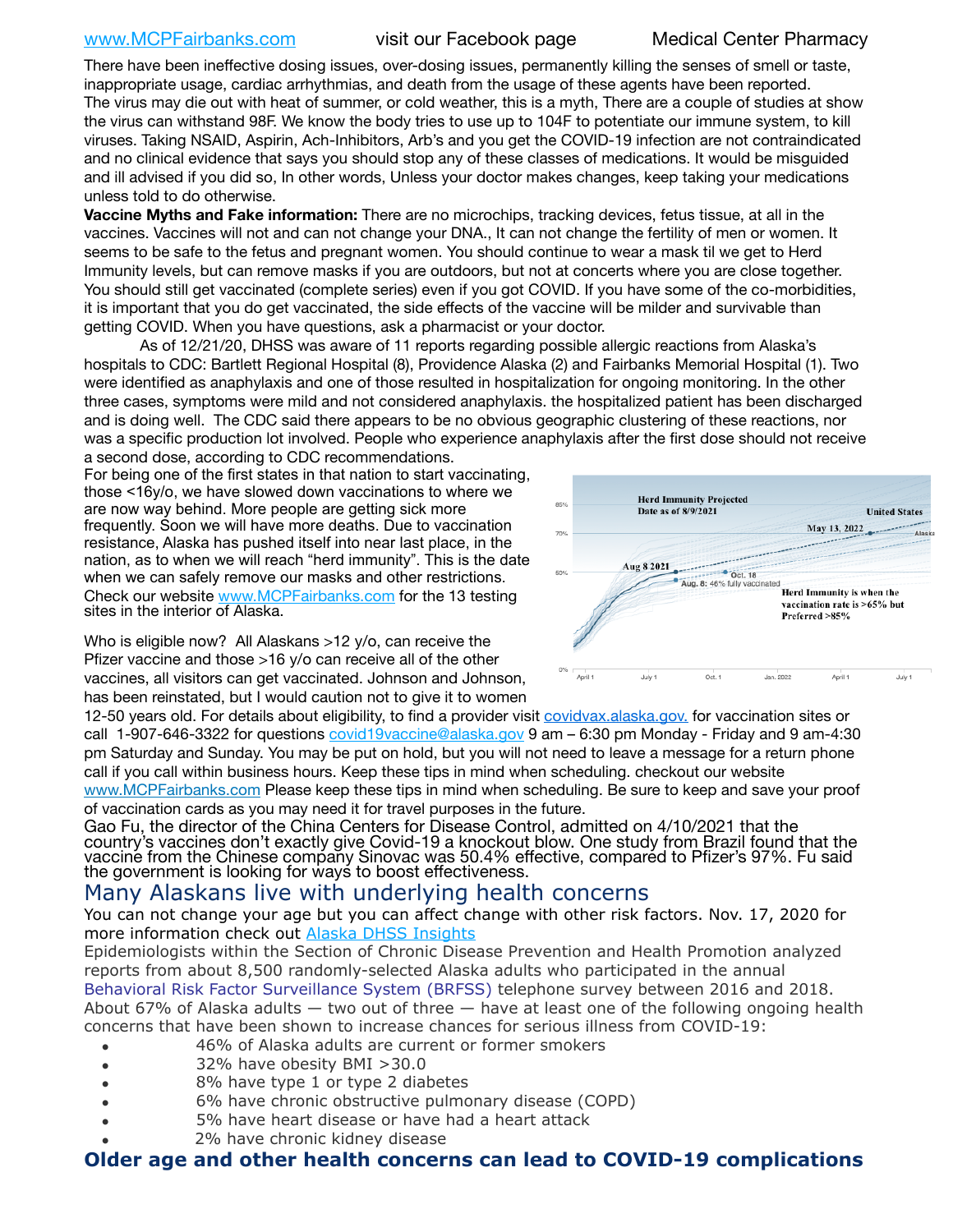There have been ineffective dosing issues, over-dosing issues, permanently killing the senses of smell or taste, inappropriate usage, cardiac arrhythmias, and death from the usage of these agents have been reported. The virus may die out with heat of summer, or cold weather, this is a myth, There are a couple of studies at show the virus can withstand 98F. We know the body tries to use up to 104F to potentiate our immune system, to kill viruses. Taking NSAID, Aspirin, Ach-Inhibitors, Arb's and you get the COVID-19 infection are not contraindicated and no clinical evidence that says you should stop any of these classes of medications. It would be misguided and ill advised if you did so, In other words, Unless your doctor makes changes, keep taking your medications unless told to do otherwise.

**Vaccine Myths and Fake information:** There are no microchips, tracking devices, fetus tissue, at all in the vaccines. Vaccines will not and can not change your DNA., It can not change the fertility of men or women. It seems to be safe to the fetus and pregnant women. You should continue to wear a mask til we get to Herd Immunity levels, but can remove masks if you are outdoors, but not at concerts where you are close together. You should still get vaccinated (complete series) even if you got COVID. If you have some of the co-morbidities, it is important that you do get vaccinated, the side effects of the vaccine will be milder and survivable than getting COVID. When you have questions, ask a pharmacist or your doctor.

As of 12/21/20, DHSS was aware of 11 reports regarding possible allergic reactions from Alaska's hospitals to CDC: Bartlett Regional Hospital (8), Providence Alaska (2) and Fairbanks Memorial Hospital (1). Two were identified as anaphylaxis and one of those resulted in hospitalization for ongoing monitoring. In the other three cases, symptoms were mild and not considered anaphylaxis. the hospitalized patient has been discharged and is doing well. The CDC said there appears to be no obvious geographic clustering of these reactions, nor was a specific production lot involved. People who experience anaphylaxis after the first dose should not receive a second dose, according to CDC recommendations.

For being one of the first states in that nation to start vaccinating, those <16y/o, we have slowed down vaccinations to where we are now way behind. More people are getting sick more frequently. Soon we will have more deaths. Due to vaccination resistance, Alaska has pushed itself into near last place, in the nation, as to when we will reach "herd immunity". This is the date when we can safely remove our masks and other restrictions. Check our website www.MCPFairbanks.com for the 13 testing sites in the interior of Alaska.

Herd Immunity Projected Date as of 8/9/2021

Herd Immunity is when the vaccination rate is >65% but Preferred >85%

Who is eligible now? All Alaskans >12 y/o, can receive the Pfizer vaccine and those >16 y/o can receive all of the other vaccines, all visitors can get vaccinated. Johnson and Johnson, has been reinstated, but I would caution not to give it to women 12-50 years old. For details about eligibility, to find a provider visit covidvax.alaska.gov. for vaccination sites or call 1-907-646-3322 for questions covid19vaccine@alaska.gov 9 am – 6:30 pm Monday - Friday and 9 am-4:30 pm Saturday and Sunday. You may be put on hold, but you will not need to leave a message for a return phone call if you call within business hours. Keep these tips in mind when scheduling. checkout our website www.MCPFairbanks.com Please keep these tips in mind when scheduling. Be sure to keep and save your proof of vaccination cards as you may need it for travel purposes in the future.

Gao Fu, the director of the China Centers for Disease Control, admitted on 4/10/2021 that the country's vaccines don't exactly give Covid-19 a knockout blow. One study from Brazil found that the vaccine from the Chinese company Sinovac was 50.4% effective, compared to Pfizer's 97%. Fu said the government is looking for ways to boost effectiveness.

## Many Alaskans live with underlying health concerns

You can not change your age but you can affect change with other risk factors. Nov. 17, 2020 for more information check out Alaska DHSS Insights

Epidemiologists within the Section of Chronic Disease Prevention and Health Promotion analyzed reports from about 8,500 randomly-selected Alaska adults who participated in the annual Behavioral Risk Factor Surveillance System (BRFSS) telephone survey between 2016 and 2018. About 67% of Alaska adults — two out of three — have at least one of the following ongoing health concerns that have been shown to increase chances for serious illness from COVID-19:

- 46% of Alaska adults are current or former smokers
- 32% have obesity BMI >30.0
- 8% have type 1 or type 2 diabetes
- 6% have chronic obstructive pulmonary disease (COPD)
- 5% have heart disease or have had a heart attack
- 2% have chronic kidney disease

## Older age and other health concerns can lead to COVID-19 complications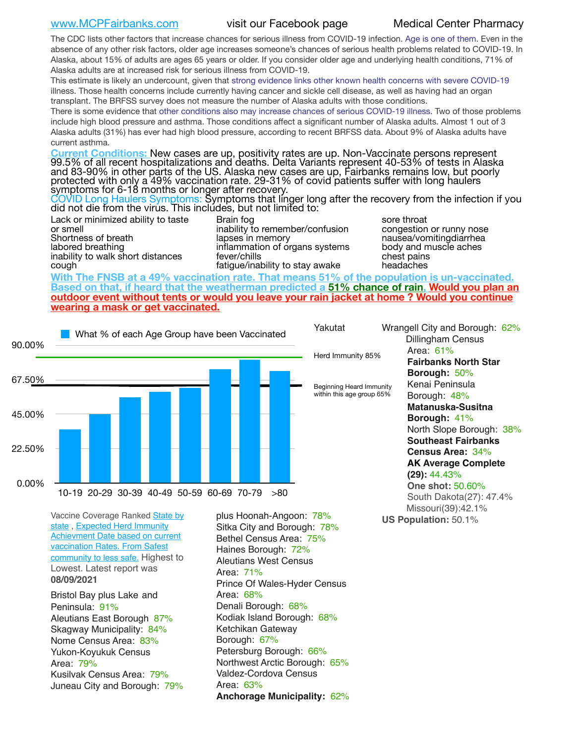www.MCPFairbanks.com visit our Facebook page Medical Center Pharmacy

The CDC lists other factors that increase chances for serious illness from COVID-19 infection. Age is one of them. Even in the absence of any other risk factors, older age increases someone's chances of serious health problems related to COVID-19. In Alaska, about 15% of adults are ages 65 years or older. If you consider older age and underlying health conditions, 71% of Alaska adults are at increased risk for serious illness from COVID-19.

This estimate is likely an undercount, given that strong evidence links other known health concerns with severe COVID-19 illness. Those health concerns include currently having cancer and sickle cell disease, as well as having had an organ transplant. The BRFSS survey does not measure the number of Alaska adults with those conditions.

There is some evidence that other conditions also may increase chances of serious COVID-19 illness. Two of those problems include high blood pressure and asthma. Those conditions affect a significant number of Alaska adults. Almost 1 out of 3 Alaska adults (31%) has ever had high blood pressure, according to recent BRFSS data. About 9% of Alaska adults have current asthma.

**Current Conditions:** New cases are up, positivity rates are up. Non-Vaccinate persons represent 99.5% of all recent hospitalizations and deaths. Delta Variants represent 40-53% of tests in Alaska and 83-90% in other parts of the US. Alaska new cases are up, Fairbanks remains low, but poorly protected with only a 49% vaccination rate. 29-31% of covid patients suffer with long haulers symptoms for 6-18 months or longer after recovery.

**COVID Long Haulers Symptoms:** Symptoms that linger long after the recovery from the infection if you did not die from the virus. This includes, but not limited to:

- Lack or minimized ability to taste or smell
- Shortness of breath
- labored breathing
- inability to walk short distances
- cough
- Brain fog
- inability to remember/confusion
- lapses in memory
- inflammation of organs systems
- fever/chills
- fatigue/inability to stay awake
- sore throat
- congestion or runny nose
- nausea/vomitingdiarrhea
- body and muscle aches
- chest pains
- headaches

**With The FNSB at a 49% vaccination rate. That means 51% of the population is un-vaccinated. Based on that, if heard that the weatherman predicted a 51% chance of rain, Would you plan an outdoor event without tents or would you leave your rain jacket at home ? Would you continue wearing a mask or get vaccinated.**

What % of each Age Group have been Vaccinated

90.00%
67.50%
45.00%
22.50%
0.00%

10-19 20-29 30-39 40-49 50-59 60-69 70-79 >80

Herd Immunity 85%

Beginning Heard Immunity within this age group 65%

Vaccine Coverage Ranked State by state , Expected Herd Immunity Achievment Date based on current vaccination Rates. From Safest community to less safe. Highest to Lowest. Latest report was **08/09/2021**

Bristol Bay plus Lake and Peninsula: 91%
Aleutians East Borough 87%
Skagway Municipality: 84%
Nome Census Area: 83%
Yukon-Koyukuk Census Area: 79%
Kusilvak Census Area: 79%
Juneau City and Borough: 79%
Yakutat plus Hoonah-Angoon: 78%
Sitka City and Borough: 78%
Bethel Census Area: 75%
Haines Borough: 72%
Aleutians West Census Area: 71%
Prince Of Wales-Hyder Census Area: 68%
Denali Borough: 68%
Kodiak Island Borough: 68%
Ketchikan Gateway Borough: 67%
Petersburg Borough: 66%
Northwest Arctic Borough: 65%
Valdez-Cordova Census Area: 63%
**Anchorage Municipality:** 62%
Wrangell City and Borough: 62%
Dillingham Census Area: 61%
**Fairbanks North Star Borough:** 50%
Kenai Peninsula Borough: 48%
**Matanuska-Susitna Borough:** 41%
North Slope Borough: 38%
**Southeast Fairbanks Census Area:** 34%
**AK Average Complete (29):** 44.43%
**One shot:** 50.60%
South Dakota(27): 47.4%
Missouri(39):42.1%
**US Population:** 50.1%